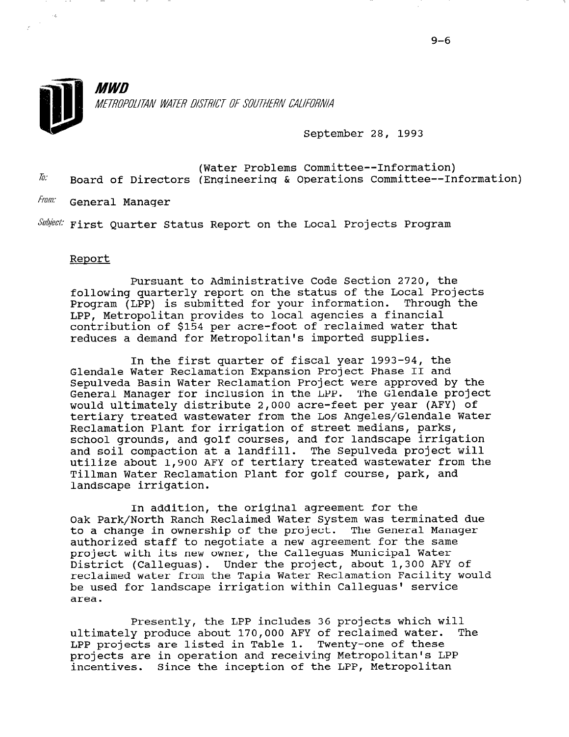**MWD**

*METROPOLITAN WATER DISTRICT OF SOUTHERN CALIFORNIA*

September 28, 1993

To: Board of Directors (Water Problems Committee--Information) (Engineering & Operations Committee--Information)

From: General Manager

Subject: First Quarter Status Report on the Local Projects Program

## Report

Pursuant to Administrative Code Section 2720, the following quarterly report on the status of the Local Projects Program (LPP) is submitted for your information. Through the LPP, Metropolitan provides to local agencies a financial contribution of $154 per acre-foot of reclaimed water that reduces a demand for Metropolitan's imported supplies.

In the first quarter of fiscal year 1993-94, the Glendale Water Reclamation Expansion Project Phase II and Sepulveda Basin Water Reclamation Project were approved by the General Manager for inclusion in the LPP. The Glendale project would ultimately distribute 2,000 acre-feet per year (AFY) of tertiary treated wastewater from the Los Angeles/Glendale Water Reclamation Plant for irrigation of street medians, parks, school grounds, and golf courses, and for landscape irrigation and soil compaction at a landfill. The Sepulveda project will utilize about 1,900 AFY of tertiary treated wastewater from the Tillman Water Reclamation Plant for golf course, park, and landscape irrigation.

In addition, the original agreement for the Oak Park/North Ranch Reclaimed Water System was terminated due to a change in ownership of the project. The General Manager authorized staff to negotiate a new agreement for the same project with its new owner, the Calleguas Municipal Water District (Calleguas). Under the project, about 1,300 AFY of reclaimed water from the Tapia Water Reclamation Facility would be used for landscape irrigation within Calleguas' service area.

Presently, the LPP includes 36 projects which will ultimately produce about 170,000 AFY of reclaimed water. The LPP projects are listed in Table 1. Twenty-one of these projects are in operation and receiving Metropolitan's LPP incentives. Since the inception of the LPP, Metropolitan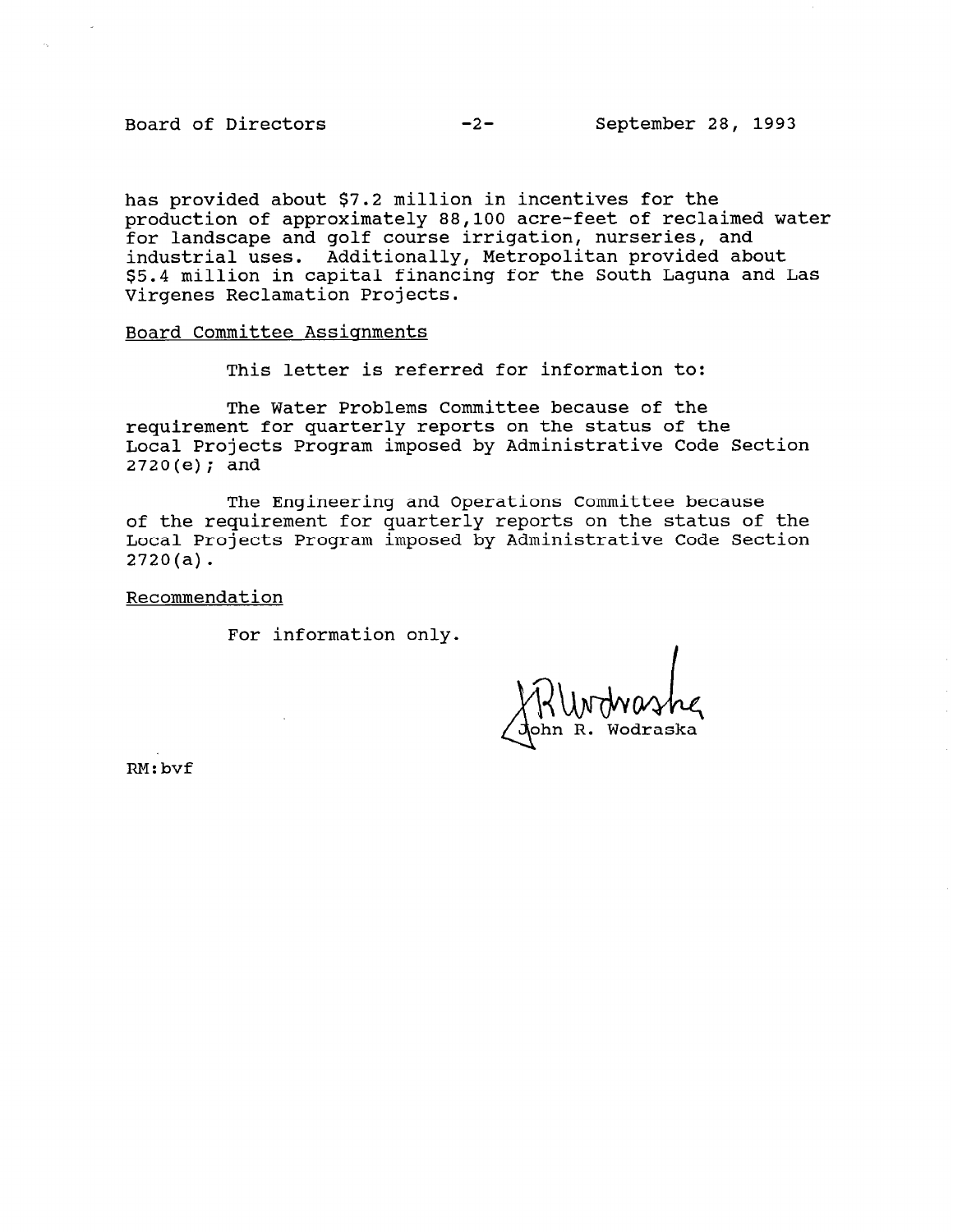has provided about $7.2 million in incentives for the production of approximately 88,100 acre-feet of reclaimed water for landscape and golf course irrigation, nurseries, and industrial uses. Additionally, Metropolitan provided about $5.4 million in capital financing for the South Laguna and Las Virgenes Reclamation Projects.

Board Committee Assignments

This letter is referred for information to:

The Water Problems Committee because of the requirement for quarterly reports on the status of the Local Projects Program imposed by Administrative Code Section 2720(e); and

The Engineering and Operations Committee because of the requirement for quarterly reports on the status of the Local Projects Program imposed by Administrative Code Section 2720(a).

Recommendation

For information only.

John R. Wodraska

RM:bvf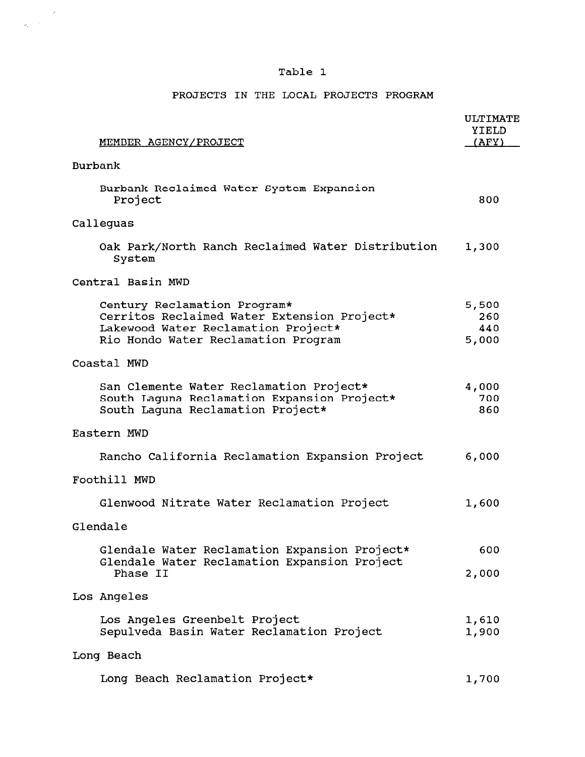Table 1

PROJECTS IN THE LOCAL PROJECTS PROGRAM

| MEMBER AGENCY/PROJECT | ULTIMATE YIELD (AFY) |
|---|---|
| **Burbank** | |
| Burbank Reclaimed Water System Expansion Project | 800 |
| **Calleguas** | |
| Oak Park/North Ranch Reclaimed Water Distribution System | 1,300 |
| **Central Basin MWD** | |
| Century Reclamation Program* | 5,500 |
| Cerritos Reclaimed Water Extension Project* | 260 |
| Lakewood Water Reclamation Project* | 440 |
| Rio Hondo Water Reclamation Program | 5,000 |
| **Coastal MWD** | |
| San Clemente Water Reclamation Project* | 4,000 |
| South Laguna Reclamation Expansion Project* | 700 |
| South Laguna Reclamation Project* | 860 |
| **Eastern MWD** | |
| Rancho California Reclamation Expansion Project | 6,000 |
| **Foothill MWD** | |
| Glenwood Nitrate Water Reclamation Project | 1,600 |
| **Glendale** | |
| Glendale Water Reclamation Expansion Project* | 600 |
| Glendale Water Reclamation Expansion Project Phase II | 2,000 |
| **Los Angeles** | |
| Los Angeles Greenbelt Project | 1,610 |
| Sepulveda Basin Water Reclamation Project | 1,900 |
| **Long Beach** | |
| Long Beach Reclamation Project* | 1,700 |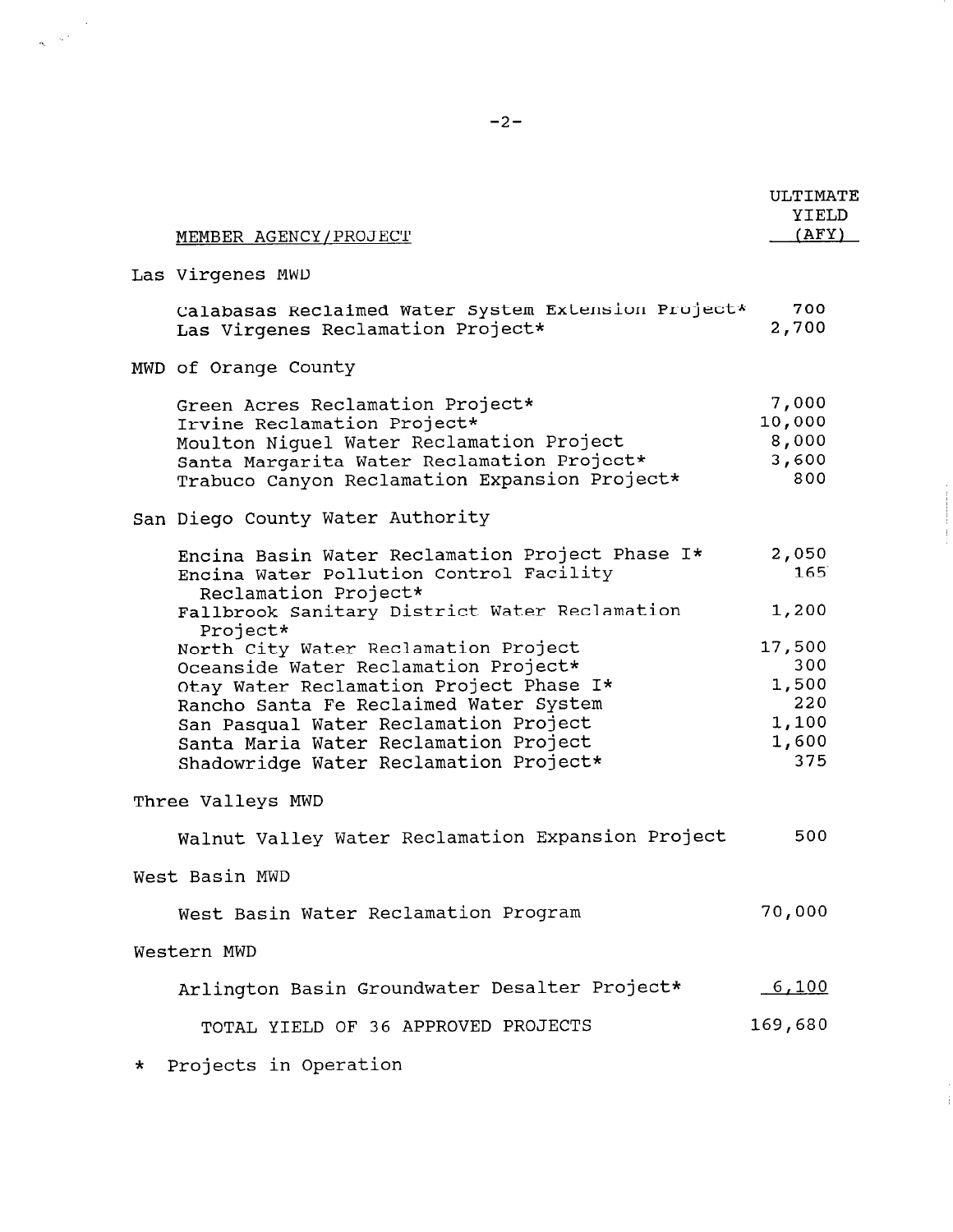| MEMBER AGENCY/PROJECT | ULTIMATE YIELD (AFY) |
| --- | --- |
| Las Virgenes MWD | |
| Calabasas Reclaimed Water System Extension Project* | 700 |
| Las Virgenes Reclamation Project* | 2,700 |
| MWD of Orange County | |
| Green Acres Reclamation Project* | 7,000 |
| Irvine Reclamation Project* | 10,000 |
| Moulton Niguel Water Reclamation Project | 8,000 |
| Santa Margarita Water Reclamation Project* | 3,600 |
| Trabuco Canyon Reclamation Expansion Project* | 800 |
| San Diego County Water Authority | |
| Encina Basin Water Reclamation Project Phase I* | 2,050 |
| Encina Water Pollution Control Facility Reclamation Project* | 165 |
| Fallbrook Sanitary District Water Reclamation Project* | 1,200 |
| North City Water Reclamation Project | 17,500 |
| Oceanside Water Reclamation Project* | 300 |
| Otay Water Reclamation Project Phase I* | 1,500 |
| Rancho Santa Fe Reclaimed Water System | 220 |
| San Pasqual Water Reclamation Project | 1,100 |
| Santa Maria Water Reclamation Project | 1,600 |
| Shadowridge Water Reclamation Project* | 375 |
| Three Valleys MWD | |
| Walnut Valley Water Reclamation Expansion Project | 500 |
| West Basin MWD | |
| West Basin Water Reclamation Program | 70,000 |
| Western MWD | |
| Arlington Basin Groundwater Desalter Project* | 6,100 |
| TOTAL YIELD OF 36 APPROVED PROJECTS | 169,680 |

\* Projects in Operation